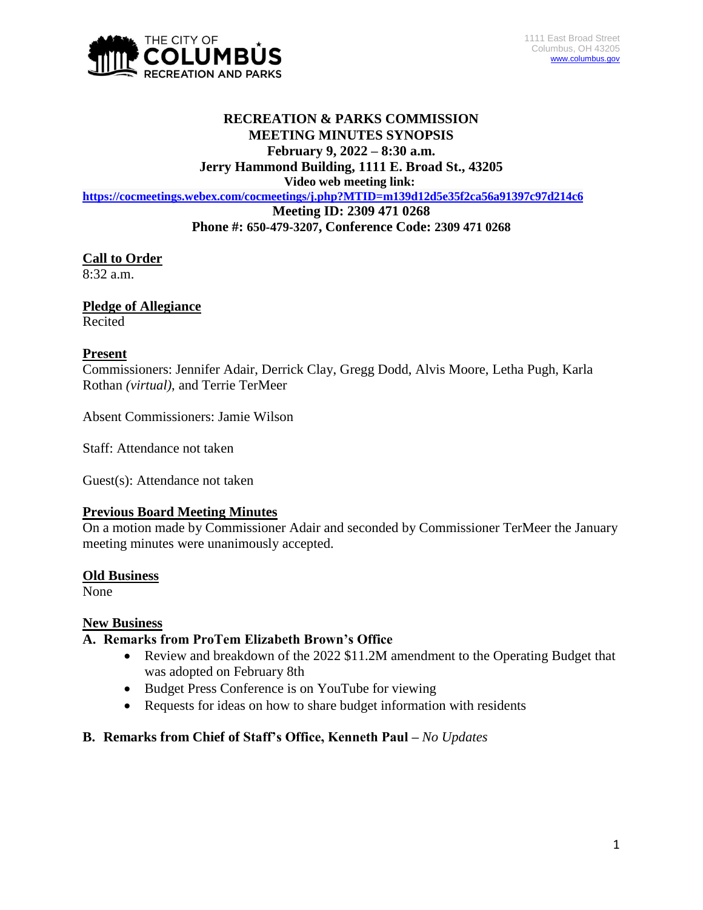THE CITY OF COLUMBUS RECREATION AND PARKS

1111 East Broad Street
Columbus, OH 43205
www.columbus.gov

# RECREATION & PARKS COMMISSION MEETING MINUTES SYNOPSIS

**February 9, 2022 – 8:30 a.m.**
**Jerry Hammond Building, 1111 E. Broad St., 43205**
**Video web meeting link:**
**https://cocmeetings.webex.com/cocmeetings/j.php?MTID=m139d12d5e35f2ca56a91397c97d214c6**
**Meeting ID: 2309 471 0268**
**Phone #: 650-479-3207, Conference Code: 2309 471 0268**

**Call to Order**
8:32 a.m.

**Pledge of Allegiance**
Recited

**Present**
Commissioners: Jennifer Adair, Derrick Clay, Gregg Dodd, Alvis Moore, Letha Pugh, Karla Rothan *(virtual)*, and Terrie TerMeer

Absent Commissioners: Jamie Wilson

Staff: Attendance not taken

Guest(s): Attendance not taken

**Previous Board Meeting Minutes**
On a motion made by Commissioner Adair and seconded by Commissioner TerMeer the January meeting minutes were unanimously accepted.

**Old Business**
None

**New Business**

**A. Remarks from ProTem Elizabeth Brown's Office**

- Review and breakdown of the 2022 $11.2M amendment to the Operating Budget that was adopted on February 8th
- Budget Press Conference is on YouTube for viewing
- Requests for ideas on how to share budget information with residents

**B. Remarks from Chief of Staff's Office, Kenneth Paul –** *No Updates*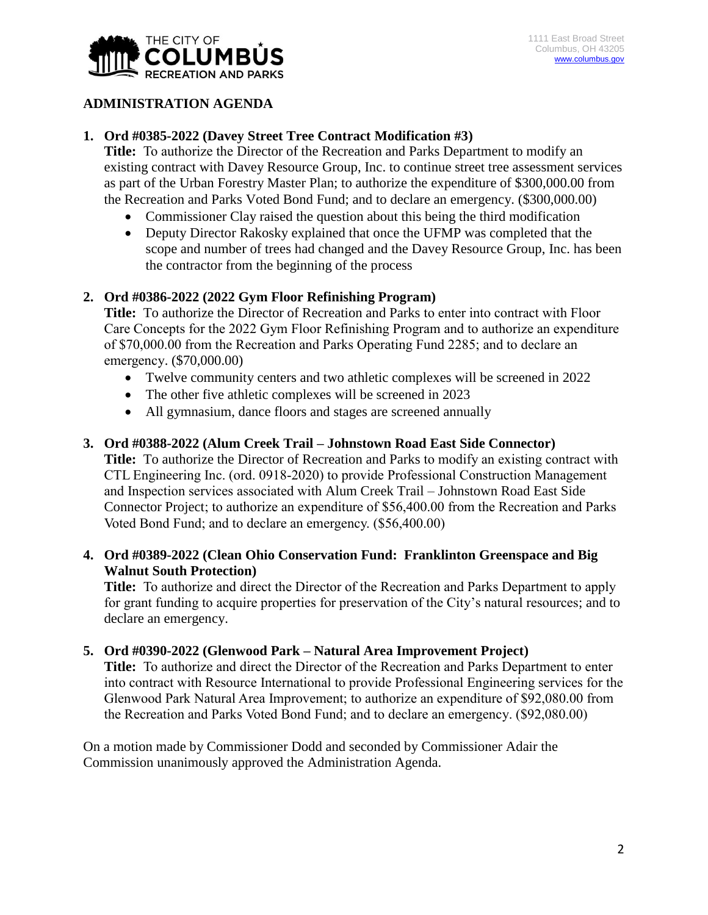## ADMINISTRATION AGENDA

1. **Ord #0385-2022 (Davey Street Tree Contract Modification #3)**
   **Title:** To authorize the Director of the Recreation and Parks Department to modify an existing contract with Davey Resource Group, Inc. to continue street tree assessment services as part of the Urban Forestry Master Plan; to authorize the expenditure of $300,000.00 from the Recreation and Parks Voted Bond Fund; and to declare an emergency. ($300,000.00)
   - Commissioner Clay raised the question about this being the third modification
   - Deputy Director Rakosky explained that once the UFMP was completed that the scope and number of trees had changed and the Davey Resource Group, Inc. has been the contractor from the beginning of the process

2. **Ord #0386-2022 (2022 Gym Floor Refinishing Program)**
   **Title:** To authorize the Director of Recreation and Parks to enter into contract with Floor Care Concepts for the 2022 Gym Floor Refinishing Program and to authorize an expenditure of $70,000.00 from the Recreation and Parks Operating Fund 2285; and to declare an emergency. ($70,000.00)
   - Twelve community centers and two athletic complexes will be screened in 2022
   - The other five athletic complexes will be screened in 2023
   - All gymnasium, dance floors and stages are screened annually

3. **Ord #0388-2022 (Alum Creek Trail – Johnstown Road East Side Connector)**
   **Title:** To authorize the Director of Recreation and Parks to modify an existing contract with CTL Engineering Inc. (ord. 0918-2020) to provide Professional Construction Management and Inspection services associated with Alum Creek Trail – Johnstown Road East Side Connector Project; to authorize an expenditure of $56,400.00 from the Recreation and Parks Voted Bond Fund; and to declare an emergency. ($56,400.00)

4. **Ord #0389-2022 (Clean Ohio Conservation Fund: Franklinton Greenspace and Big Walnut South Protection)**
   **Title:** To authorize and direct the Director of the Recreation and Parks Department to apply for grant funding to acquire properties for preservation of the City's natural resources; and to declare an emergency.

5. **Ord #0390-2022 (Glenwood Park – Natural Area Improvement Project)**
   **Title:** To authorize and direct the Director of the Recreation and Parks Department to enter into contract with Resource International to provide Professional Engineering services for the Glenwood Park Natural Area Improvement; to authorize an expenditure of $92,080.00 from the Recreation and Parks Voted Bond Fund; and to declare an emergency. ($92,080.00)

On a motion made by Commissioner Dodd and seconded by Commissioner Adair the Commission unanimously approved the Administration Agenda.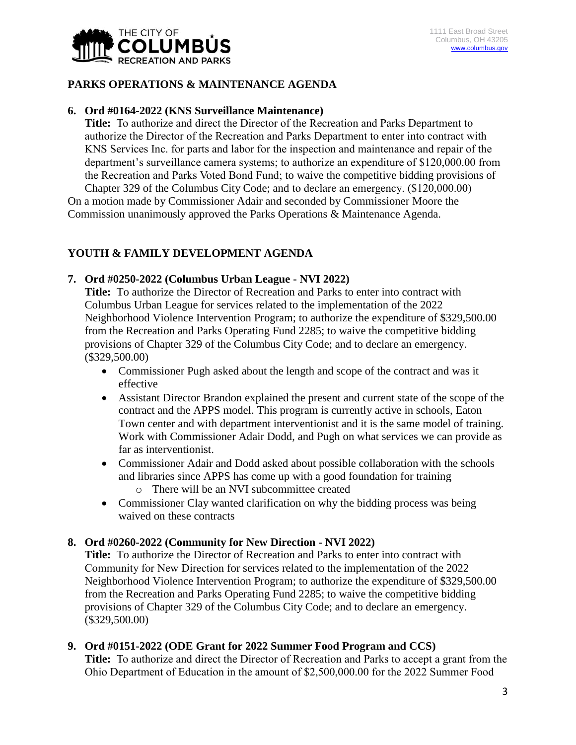## PARKS OPERATIONS & MAINTENANCE AGENDA

**6. Ord #0164-2022 (KNS Surveillance Maintenance)**

**Title:** To authorize and direct the Director of the Recreation and Parks Department to authorize the Director of the Recreation and Parks Department to enter into contract with KNS Services Inc. for parts and labor for the inspection and maintenance and repair of the department's surveillance camera systems; to authorize an expenditure of $120,000.00 from the Recreation and Parks Voted Bond Fund; to waive the competitive bidding provisions of Chapter 329 of the Columbus City Code; and to declare an emergency. ($120,000.00)

On a motion made by Commissioner Adair and seconded by Commissioner Moore the Commission unanimously approved the Parks Operations & Maintenance Agenda.

## YOUTH & FAMILY DEVELOPMENT AGENDA

**7. Ord #0250-2022 (Columbus Urban League - NVI 2022)**

**Title:** To authorize the Director of Recreation and Parks to enter into contract with Columbus Urban League for services related to the implementation of the 2022 Neighborhood Violence Intervention Program; to authorize the expenditure of $329,500.00 from the Recreation and Parks Operating Fund 2285; to waive the competitive bidding provisions of Chapter 329 of the Columbus City Code; and to declare an emergency. ($329,500.00)

- Commissioner Pugh asked about the length and scope of the contract and was it effective
- Assistant Director Brandon explained the present and current state of the scope of the contract and the APPS model. This program is currently active in schools, Eaton Town center and with department interventionist and it is the same model of training. Work with Commissioner Adair Dodd, and Pugh on what services we can provide as far as interventionist.
- Commissioner Adair and Dodd asked about possible collaboration with the schools and libraries since APPS has come up with a good foundation for training
  - There will be an NVI subcommittee created
- Commissioner Clay wanted clarification on why the bidding process was being waived on these contracts

**8. Ord #0260-2022 (Community for New Direction - NVI 2022)**

**Title:** To authorize the Director of Recreation and Parks to enter into contract with Community for New Direction for services related to the implementation of the 2022 Neighborhood Violence Intervention Program; to authorize the expenditure of $329,500.00 from the Recreation and Parks Operating Fund 2285; to waive the competitive bidding provisions of Chapter 329 of the Columbus City Code; and to declare an emergency. ($329,500.00)

**9. Ord #0151-2022 (ODE Grant for 2022 Summer Food Program and CCS)**

**Title:** To authorize and direct the Director of Recreation and Parks to accept a grant from the Ohio Department of Education in the amount of $2,500,000.00 for the 2022 Summer Food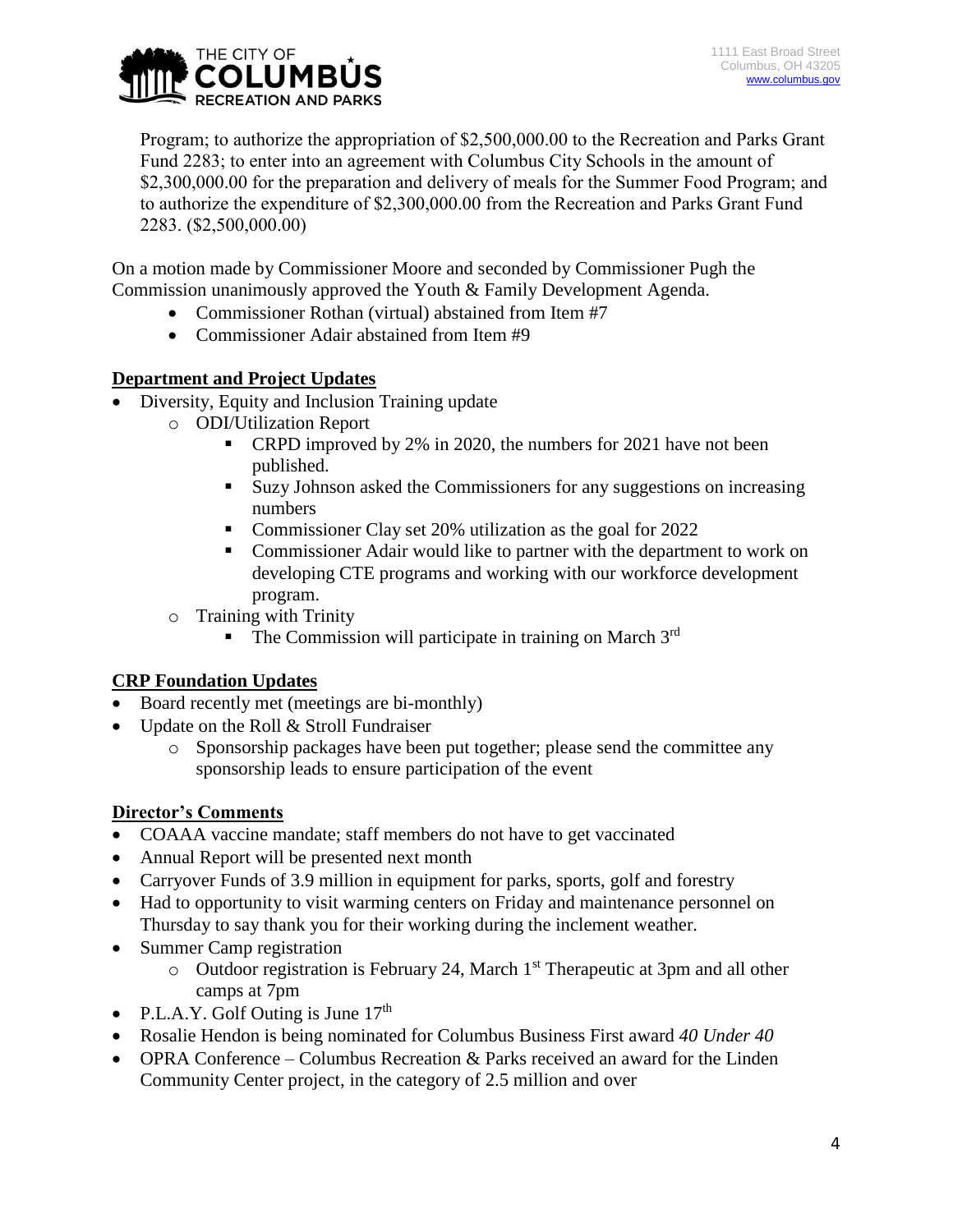Program; to authorize the appropriation of $2,500,000.00 to the Recreation and Parks Grant Fund 2283; to enter into an agreement with Columbus City Schools in the amount of $2,300,000.00 for the preparation and delivery of meals for the Summer Food Program; and to authorize the expenditure of $2,300,000.00 from the Recreation and Parks Grant Fund 2283. ($2,500,000.00)

On a motion made by Commissioner Moore and seconded by Commissioner Pugh the Commission unanimously approved the Youth & Family Development Agenda.

- Commissioner Rothan (virtual) abstained from Item #7
- Commissioner Adair abstained from Item #9

**Department and Project Updates**

- Diversity, Equity and Inclusion Training update
    - ODI/Utilization Report
        - CRPD improved by 2% in 2020, the numbers for 2021 have not been published.
        - Suzy Johnson asked the Commissioners for any suggestions on increasing numbers
        - Commissioner Clay set 20% utilization as the goal for 2022
        - Commissioner Adair would like to partner with the department to work on developing CTE programs and working with our workforce development program.
    - Training with Trinity
        - The Commission will participate in training on March 3rd

**CRP Foundation Updates**

- Board recently met (meetings are bi-monthly)
- Update on the Roll & Stroll Fundraiser
    - Sponsorship packages have been put together; please send the committee any sponsorship leads to ensure participation of the event

**Director's Comments**

- COAAA vaccine mandate; staff members do not have to get vaccinated
- Annual Report will be presented next month
- Carryover Funds of 3.9 million in equipment for parks, sports, golf and forestry
- Had to opportunity to visit warming centers on Friday and maintenance personnel on Thursday to say thank you for their working during the inclement weather.
- Summer Camp registration
    - Outdoor registration is February 24, March 1st Therapeutic at 3pm and all other camps at 7pm
- P.L.A.Y. Golf Outing is June 17th
- Rosalie Hendon is being nominated for Columbus Business First award *40 Under 40*
- OPRA Conference – Columbus Recreation & Parks received an award for the Linden Community Center project, in the category of 2.5 million and over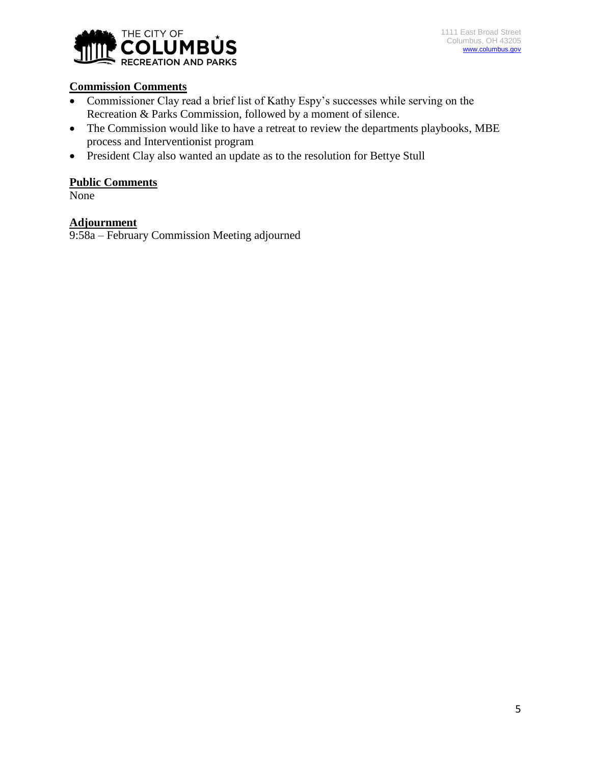**Commission Comments**

- Commissioner Clay read a brief list of Kathy Espy's successes while serving on the Recreation & Parks Commission, followed by a moment of silence.
- The Commission would like to have a retreat to review the departments playbooks, MBE process and Interventionist program
- President Clay also wanted an update as to the resolution for Bettye Stull

**Public Comments**

None

**Adjournment**

9:58a – February Commission Meeting adjourned